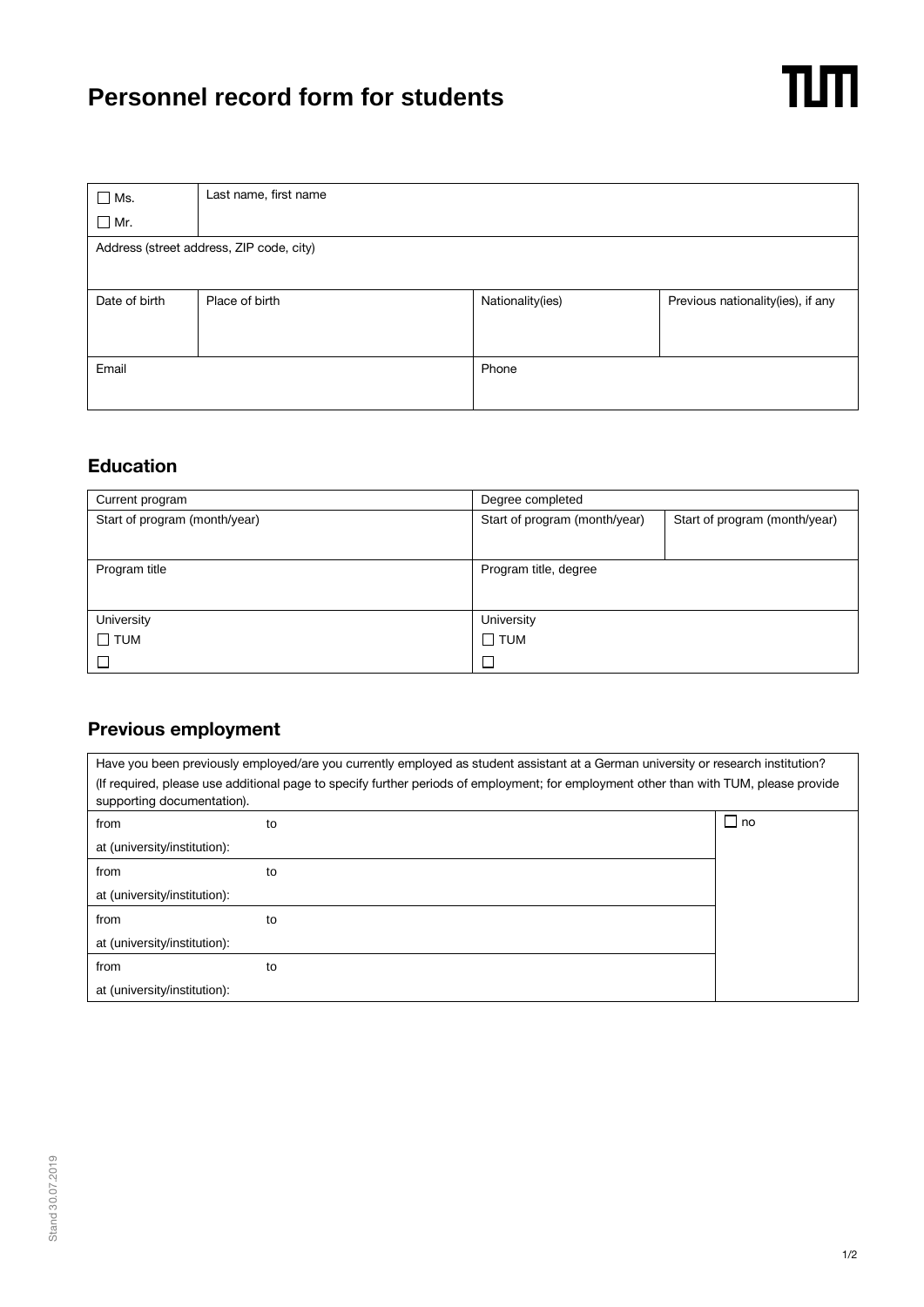# Personnel record form for students

| ☐ Ms.<br>☐ Mr. | Last name, first name | | |
|---|---|---|---|
| Address (street address, ZIP code, city) | | | |
| Date of birth | Place of birth | Nationality(ies) | Previous nationality(ies), if any |
| Email | | Phone | |

## Education

| Current program | Degree completed | |
|---|---|---|
| Start of program (month/year) | Start of program (month/year) | Start of program (month/year) |
| Program title | Program title, degree | |
| University<br>☐ TUM<br>☐ | University<br>☐ TUM<br>☐ | |

## Previous employment

| Have you been previously employed/are you currently employed as student assistant at a German university or research institution?<br>(If required, please use additional page to specify further periods of employment; for employment other than with TUM, please provide supporting documentation). | | |
|---|---|---|
| from | to | ☐ no |
| at (university/institution): | | |
| from | to | |
| at (university/institution): | | |
| from | to | |
| at (university/institution): | | |
| from | to | |
| at (university/institution): | | |

Stand 30.07.2019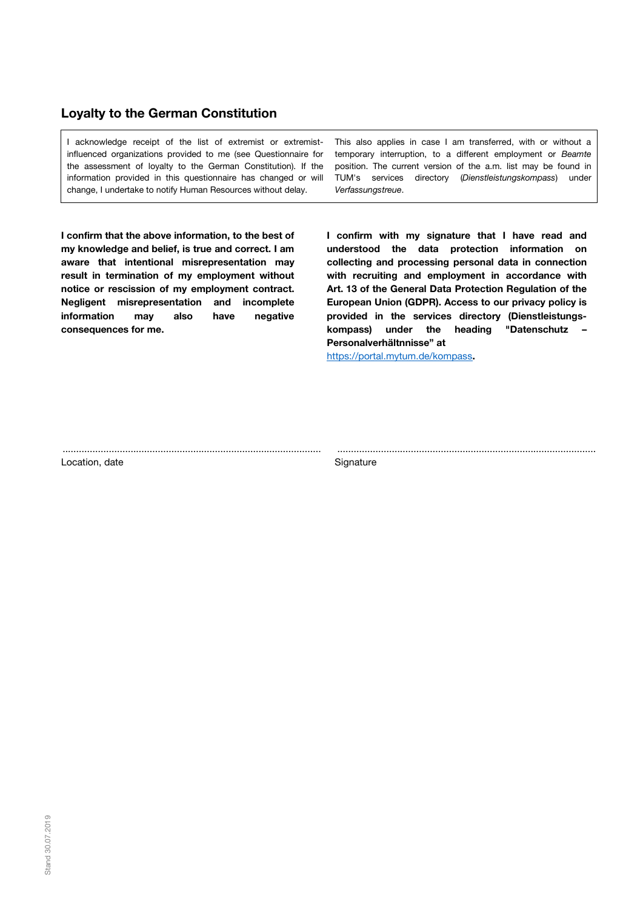## Loyalty to the German Constitution

I acknowledge receipt of the list of extremist or extremist-influenced organizations provided to me (see Questionnaire for the assessment of loyalty to the German Constitution). If the information provided in this questionnaire has changed or will change, I undertake to notify Human Resources without delay. This also applies in case I am transferred, with or without a temporary interruption, to a different employment or *Beamte* position. The current version of the a.m. list may be found in TUM's services directory (*Dienstleistungskompass*) under *Verfassungstreue*.

**I confirm that the above information, to the best of my knowledge and belief, is true and correct. I am aware that intentional misrepresentation may result in termination of my employment without notice or rescission of my employment contract. Negligent misrepresentation and incomplete information may also have negative consequences for me.**

**I confirm with my signature that I have read and understood the data protection information on collecting and processing personal data in connection with recruiting and employment in accordance with Art. 13 of the General Data Protection Regulation of the European Union (GDPR). Access to our privacy policy is provided in the services directory (Dienstleistungs-kompass) under the heading "Datenschutz – Personalverhältnnisse" at** https://portal.mytum.de/kompass**.**

.............................................................................................
Location, date

.............................................................................................
Signature

Stand 30.07.2019